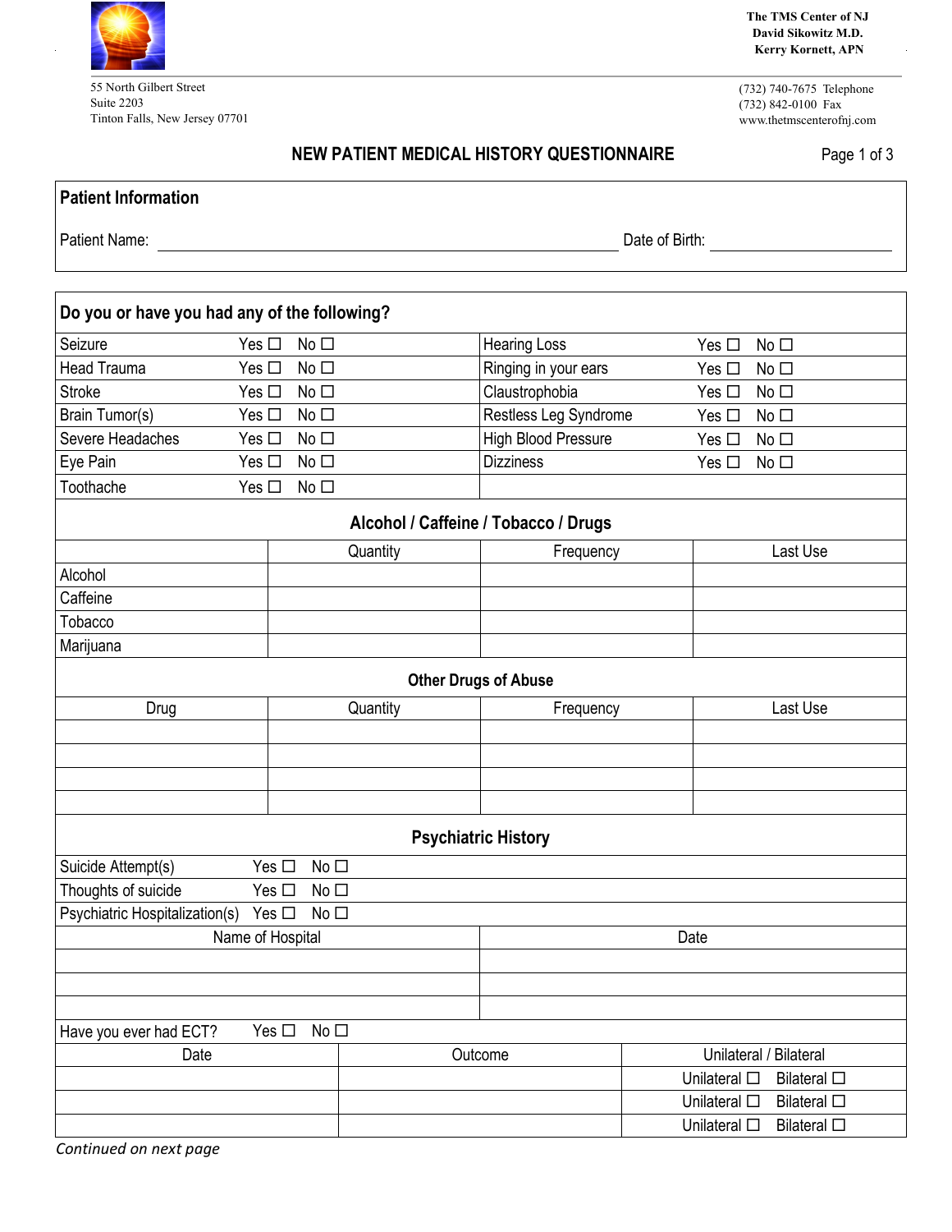The TMS Center of NJ
David Sikowitz M.D.
Kerry Kornett, APN

55 North Gilbert Street
Suite 2203
Tinton Falls, New Jersey 07701

(732) 740-7675 Telephone
(732) 842-0100 Fax
www.thetmscenterofnj.com

# NEW PATIENT MEDICAL HISTORY QUESTIONNAIRE

## Patient Information

Patient Name: ______________________ Date of Birth: ____________

## Do you or have you had any of the following?

| | | | | | |
|---|---|---|---|---|---|
| Seizure | Yes ☐ | No ☐ | Hearing Loss | Yes ☐ | No ☐ |
| Head Trauma | Yes ☐ | No ☐ | Ringing in your ears | Yes ☐ | No ☐ |
| Stroke | Yes ☐ | No ☐ | Claustrophobia | Yes ☐ | No ☐ |
| Brain Tumor(s) | Yes ☐ | No ☐ | Restless Leg Syndrome | Yes ☐ | No ☐ |
| Severe Headaches | Yes ☐ | No ☐ | High Blood Pressure | Yes ☐ | No ☐ |
| Eye Pain | Yes ☐ | No ☐ | Dizziness | Yes ☐ | No ☐ |
| Toothache | Yes ☐ | No ☐ | | | |

### Alcohol / Caffeine / Tobacco / Drugs

| | Quantity | Frequency | Last Use |
|---|---|---|---|
| Alcohol | | | |
| Caffeine | | | |
| Tobacco | | | |
| Marijuana | | | |

### Other Drugs of Abuse

| Drug | Quantity | Frequency | Last Use |
|---|---|---|---|
| | | | |
| | | | |
| | | | |
| | | | |

### Psychiatric History

| | | |
|---|---|---|
| Suicide Attempt(s) | Yes ☐ | No ☐ |
| Thoughts of suicide | Yes ☐ | No ☐ |
| Psychiatric Hospitalization(s) | Yes ☐ | No ☐ |

| Name of Hospital | Date |
|---|---|
| | |
| | |
| | |

Have you ever had ECT? Yes ☐ No ☐

| Date | Outcome | Unilateral / Bilateral |
|---|---|---|
| | | Unilateral ☐ Bilateral ☐ |
| | | Unilateral ☐ Bilateral ☐ |
| | | Unilateral ☐ Bilateral ☐ |

*Continued on next page*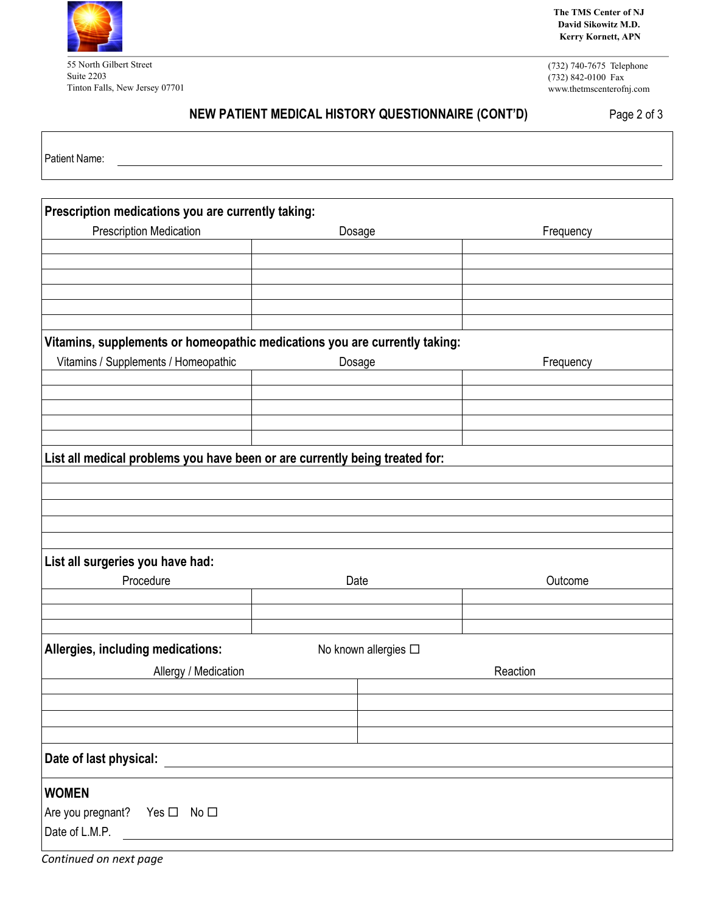The TMS Center of NJ
David Sikowitz M.D.
Kerry Kornett, APN

55 North Gilbert Street
Suite 2203
Tinton Falls, New Jersey 07701

(732) 740-7675 Telephone
(732) 842-0100 Fax
www.thetmscenterofnj.com

## NEW PATIENT MEDICAL HISTORY QUESTIONNAIRE (CONT'D)

Patient Name: ______________________________

**Prescription medications you are currently taking:**

| Prescription Medication | Dosage | Frequency |
|---|---|---|
| | | |
| | | |
| | | |
| | | |
| | | |
| | | |

**Vitamins, supplements or homeopathic medications you are currently taking:**

| Vitamins / Supplements / Homeopathic | Dosage | Frequency |
|---|---|---|
| | | |
| | | |
| | | |
| | | |
| | | |

**List all medical problems you have been or are currently being treated for:**

______________________________

______________________________

______________________________

______________________________

______________________________

**List all surgeries you have had:**

| Procedure | Date | Outcome |
|---|---|---|
| | | |
| | | |
| | | |

**Allergies, including medications:** No known allergies ☐

| Allergy / Medication | Reaction |
|---|---|
| | |
| | |
| | |
| | |

**Date of last physical:** ______________________________

**WOMEN**

Are you pregnant? Yes ☐ No ☐

Date of L.M.P. ______________________________

*Continued on next page*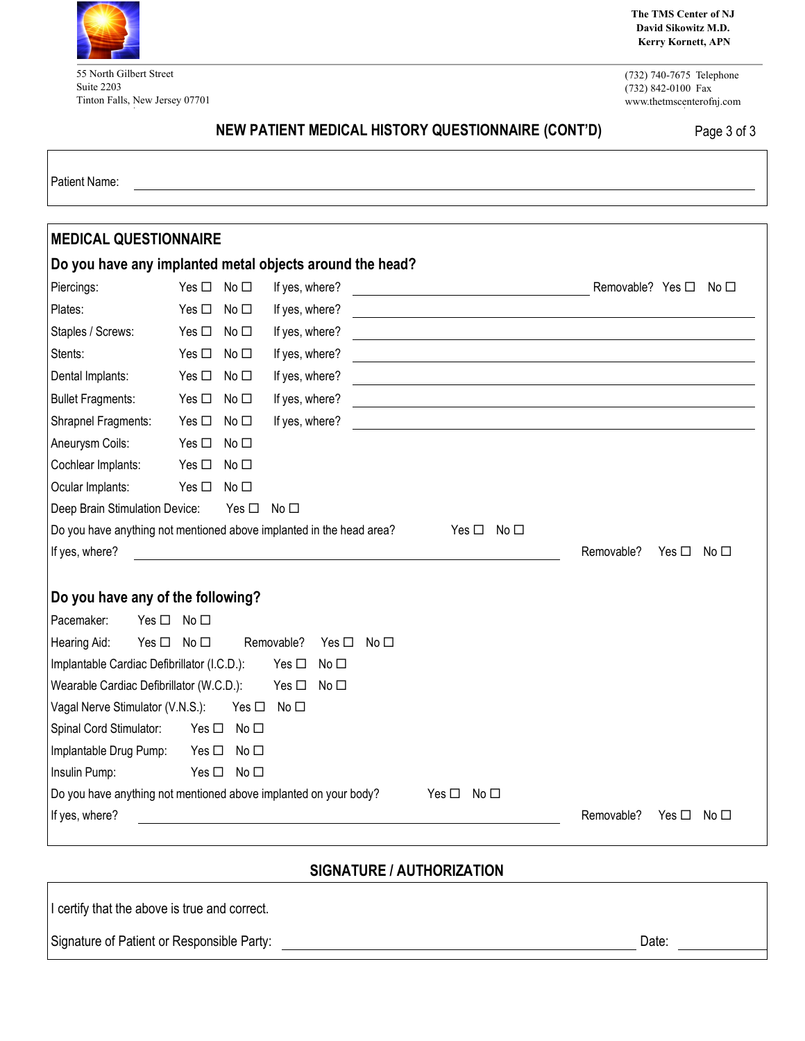The TMS Center of NJ
David Sikowitz M.D.
Kerry Kornett, APN

55 North Gilbert Street
Suite 2203
Tinton Falls, New Jersey 07701

(732) 740-7675 Telephone
(732) 842-0100 Fax
www.thetmscenterofnj.com

## NEW PATIENT MEDICAL HISTORY QUESTIONNAIRE (CONT'D)

Patient Name: ______________________________

## MEDICAL QUESTIONNAIRE

### Do you have any implanted metal objects around the head?

Piercings: Yes ☐ No ☐ If yes, where? ______________________ Removable? Yes ☐ No ☐

Plates: Yes ☐ No ☐ If yes, where? ______________________

Staples / Screws: Yes ☐ No ☐ If yes, where? ______________________

Stents: Yes ☐ No ☐ If yes, where? ______________________

Dental Implants: Yes ☐ No ☐ If yes, where? ______________________

Bullet Fragments: Yes ☐ No ☐ If yes, where? ______________________

Shrapnel Fragments: Yes ☐ No ☐ If yes, where? ______________________

Aneurysm Coils: Yes ☐ No ☐

Cochlear Implants: Yes ☐ No ☐

Ocular Implants: Yes ☐ No ☐

Deep Brain Stimulation Device: Yes ☐ No ☐

Do you have anything not mentioned above implanted in the head area? Yes ☐ No ☐

If yes, where? ______________________ Removable? Yes ☐ No ☐

### Do you have any of the following?

Pacemaker: Yes ☐ No ☐

Hearing Aid: Yes ☐ No ☐ Removable? Yes ☐ No ☐

Implantable Cardiac Defibrillator (I.C.D.): Yes ☐ No ☐

Wearable Cardiac Defibrillator (W.C.D.): Yes ☐ No ☐

Vagal Nerve Stimulator (V.N.S.): Yes ☐ No ☐

Spinal Cord Stimulator: Yes ☐ No ☐

Implantable Drug Pump: Yes ☐ No ☐

Insulin Pump: Yes ☐ No ☐

Do you have anything not mentioned above implanted on your body? Yes ☐ No ☐

If yes, where? ______________________ Removable? Yes ☐ No ☐

## SIGNATURE / AUTHORIZATION

I certify that the above is true and correct.

Signature of Patient or Responsible Party: ______________________ Date: __________